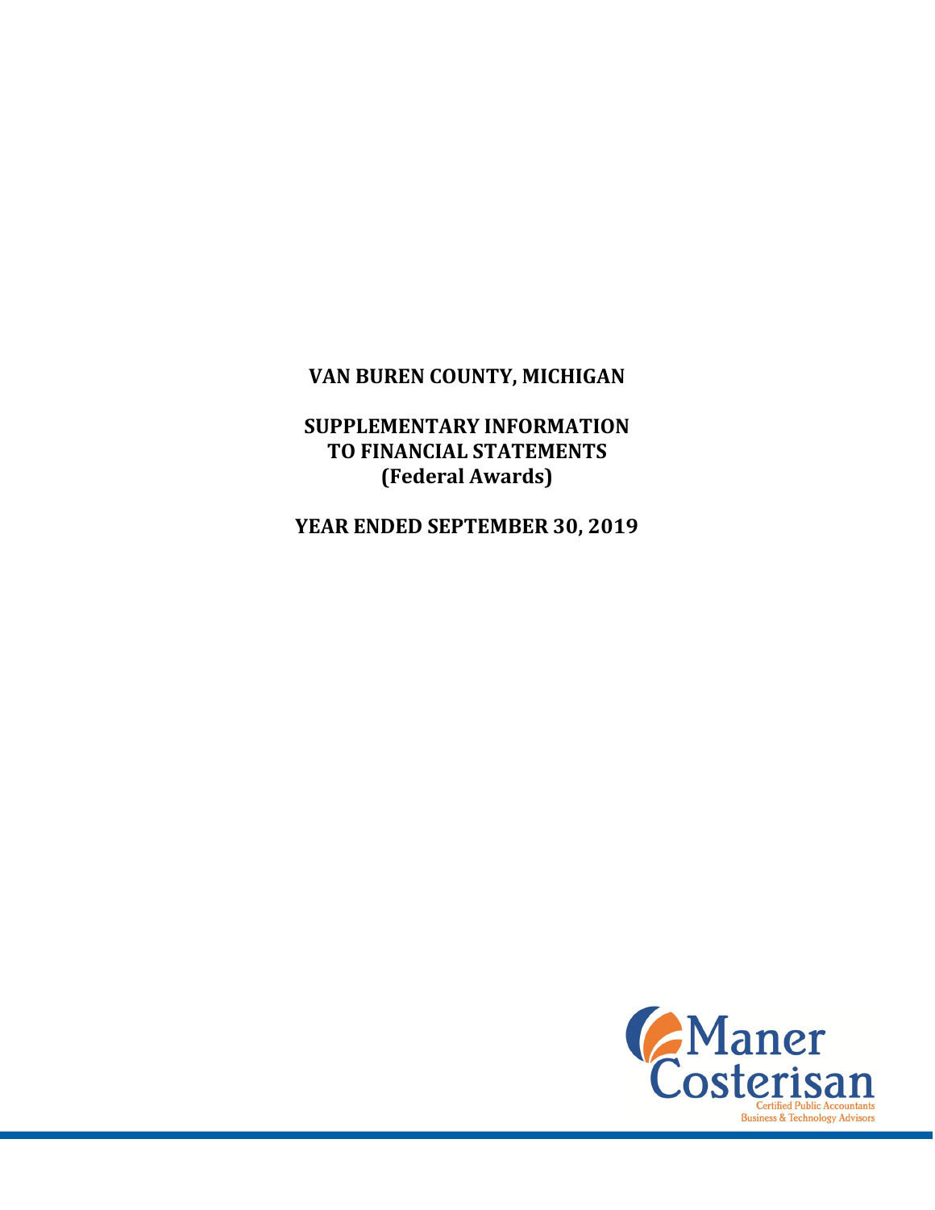# VAN BUREN COUNTY, MICHIGAN

## SUPPLEMENTARY INFORMATION TO FINANCIAL STATEMENTS (Federal Awards)

## YEAR ENDED SEPTEMBER 30, 2019

Maner Costerisan
Certified Public Accountants
Business & Technology Advisors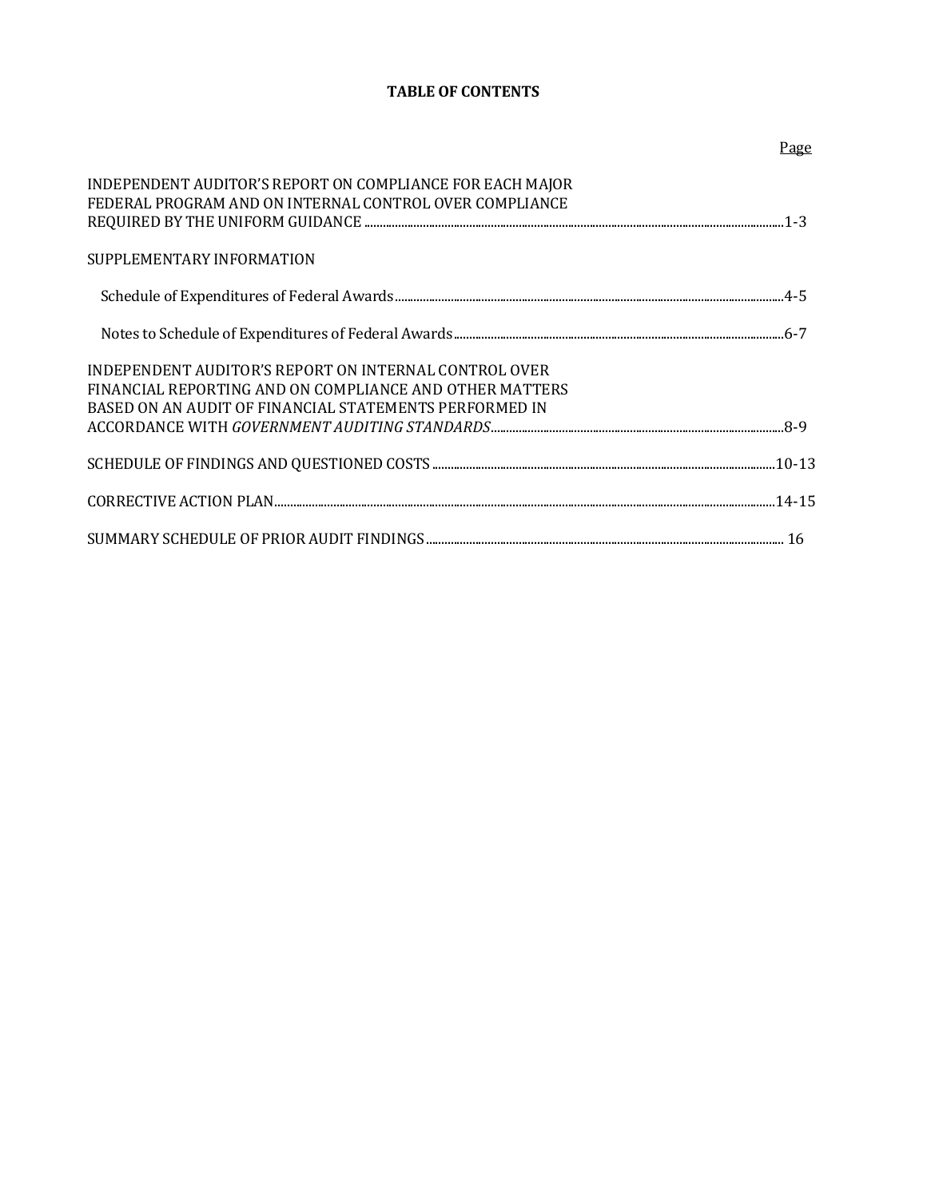# TABLE OF CONTENTS

| | Page |
|---|---|
| INDEPENDENT AUDITOR'S REPORT ON COMPLIANCE FOR EACH MAJOR FEDERAL PROGRAM AND ON INTERNAL CONTROL OVER COMPLIANCE REQUIRED BY THE UNIFORM GUIDANCE | 1-3 |
| SUPPLEMENTARY INFORMATION | |
| Schedule of Expenditures of Federal Awards | 4-5 |
| Notes to Schedule of Expenditures of Federal Awards | 6-7 |
| INDEPENDENT AUDITOR'S REPORT ON INTERNAL CONTROL OVER FINANCIAL REPORTING AND ON COMPLIANCE AND OTHER MATTERS BASED ON AN AUDIT OF FINANCIAL STATEMENTS PERFORMED IN ACCORDANCE WITH *GOVERNMENT AUDITING STANDARDS* | 8-9 |
| SCHEDULE OF FINDINGS AND QUESTIONED COSTS | 10-13 |
| CORRECTIVE ACTION PLAN | 14-15 |
| SUMMARY SCHEDULE OF PRIOR AUDIT FINDINGS | 16 |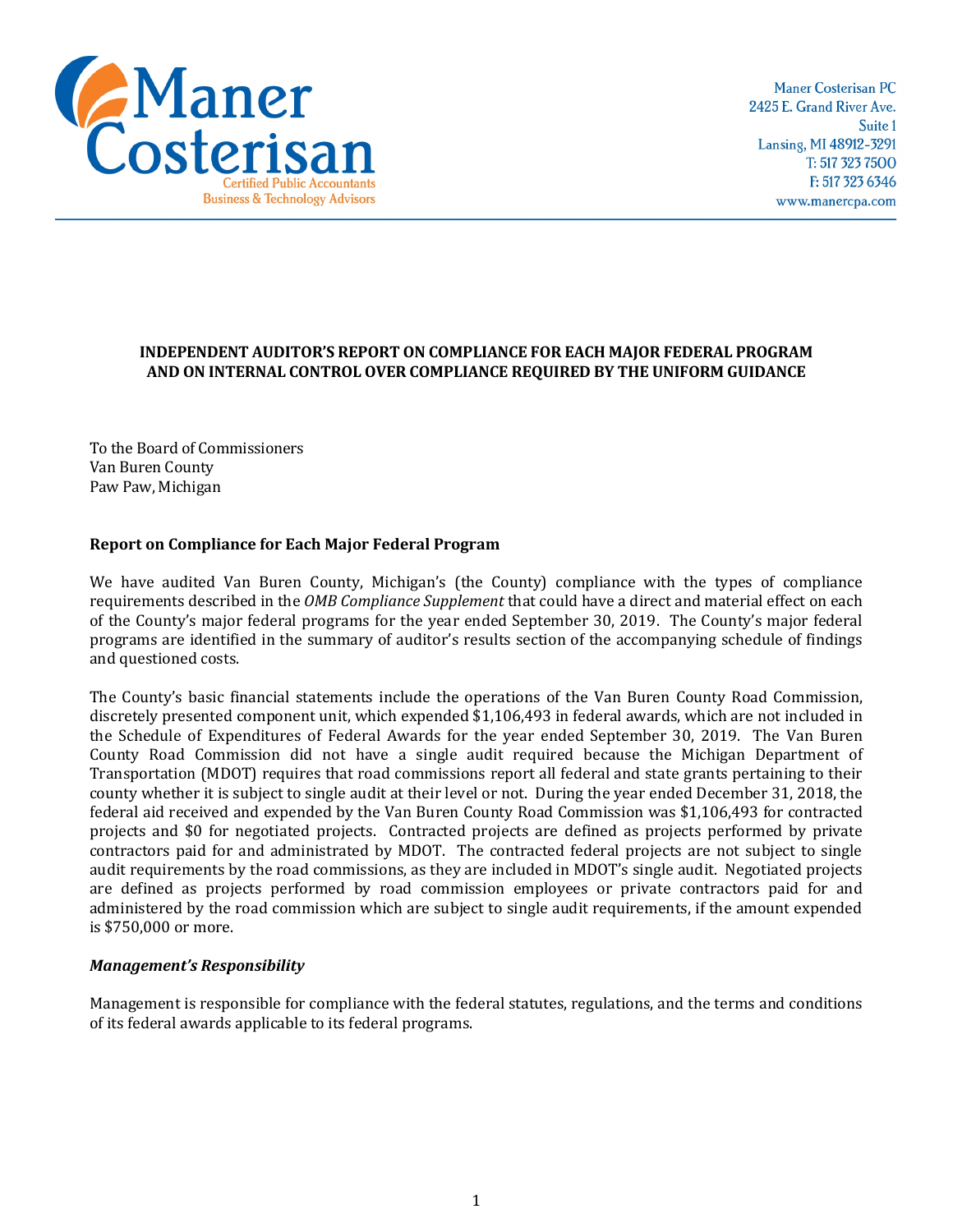Maner Costerisan PC
2425 E. Grand River Ave.
Suite 1
Lansing, MI 48912-3291
T: 517 323 7500
F: 517 323 6346
www.manercpa.com

**INDEPENDENT AUDITOR'S REPORT ON COMPLIANCE FOR EACH MAJOR FEDERAL PROGRAM AND ON INTERNAL CONTROL OVER COMPLIANCE REQUIRED BY THE UNIFORM GUIDANCE**

To the Board of Commissioners
Van Buren County
Paw Paw, Michigan

**Report on Compliance for Each Major Federal Program**

We have audited Van Buren County, Michigan's (the County) compliance with the types of compliance requirements described in the *OMB Compliance Supplement* that could have a direct and material effect on each of the County's major federal programs for the year ended September 30, 2019. The County's major federal programs are identified in the summary of auditor's results section of the accompanying schedule of findings and questioned costs.

The County's basic financial statements include the operations of the Van Buren County Road Commission, discretely presented component unit, which expended $1,106,493 in federal awards, which are not included in the Schedule of Expenditures of Federal Awards for the year ended September 30, 2019. The Van Buren County Road Commission did not have a single audit required because the Michigan Department of Transportation (MDOT) requires that road commissions report all federal and state grants pertaining to their county whether it is subject to single audit at their level or not. During the year ended December 31, 2018, the federal aid received and expended by the Van Buren County Road Commission was $1,106,493 for contracted projects and $0 for negotiated projects. Contracted projects are defined as projects performed by private contractors paid for and administrated by MDOT. The contracted federal projects are not subject to single audit requirements by the road commissions, as they are included in MDOT's single audit. Negotiated projects are defined as projects performed by road commission employees or private contractors paid for and administered by the road commission which are subject to single audit requirements, if the amount expended is $750,000 or more.

***Management's Responsibility***

Management is responsible for compliance with the federal statutes, regulations, and the terms and conditions of its federal awards applicable to its federal programs.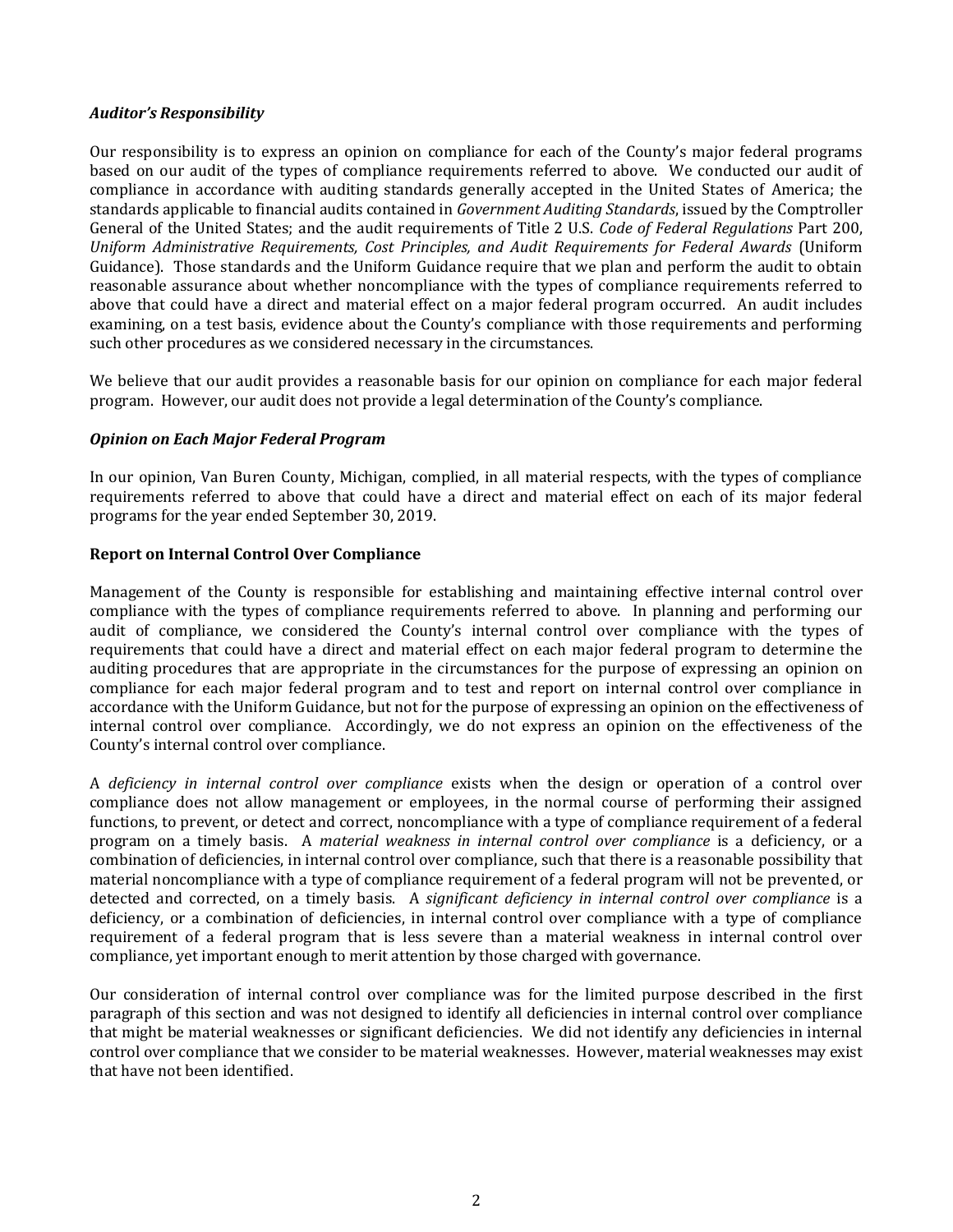***Auditor's Responsibility***

Our responsibility is to express an opinion on compliance for each of the County's major federal programs based on our audit of the types of compliance requirements referred to above. We conducted our audit of compliance in accordance with auditing standards generally accepted in the United States of America; the standards applicable to financial audits contained in *Government Auditing Standards*, issued by the Comptroller General of the United States; and the audit requirements of Title 2 U.S. *Code of Federal Regulations* Part 200, *Uniform Administrative Requirements, Cost Principles, and Audit Requirements for Federal Awards* (Uniform Guidance). Those standards and the Uniform Guidance require that we plan and perform the audit to obtain reasonable assurance about whether noncompliance with the types of compliance requirements referred to above that could have a direct and material effect on a major federal program occurred. An audit includes examining, on a test basis, evidence about the County's compliance with those requirements and performing such other procedures as we considered necessary in the circumstances.

We believe that our audit provides a reasonable basis for our opinion on compliance for each major federal program. However, our audit does not provide a legal determination of the County's compliance.

***Opinion on Each Major Federal Program***

In our opinion, Van Buren County, Michigan, complied, in all material respects, with the types of compliance requirements referred to above that could have a direct and material effect on each of its major federal programs for the year ended September 30, 2019.

**Report on Internal Control Over Compliance**

Management of the County is responsible for establishing and maintaining effective internal control over compliance with the types of compliance requirements referred to above. In planning and performing our audit of compliance, we considered the County's internal control over compliance with the types of requirements that could have a direct and material effect on each major federal program to determine the auditing procedures that are appropriate in the circumstances for the purpose of expressing an opinion on compliance for each major federal program and to test and report on internal control over compliance in accordance with the Uniform Guidance, but not for the purpose of expressing an opinion on the effectiveness of internal control over compliance. Accordingly, we do not express an opinion on the effectiveness of the County's internal control over compliance.

A *deficiency in internal control over compliance* exists when the design or operation of a control over compliance does not allow management or employees, in the normal course of performing their assigned functions, to prevent, or detect and correct, noncompliance with a type of compliance requirement of a federal program on a timely basis. A *material weakness in internal control over compliance* is a deficiency, or a combination of deficiencies, in internal control over compliance, such that there is a reasonable possibility that material noncompliance with a type of compliance requirement of a federal program will not be prevented, or detected and corrected, on a timely basis. A *significant deficiency in internal control over compliance* is a deficiency, or a combination of deficiencies, in internal control over compliance with a type of compliance requirement of a federal program that is less severe than a material weakness in internal control over compliance, yet important enough to merit attention by those charged with governance.

Our consideration of internal control over compliance was for the limited purpose described in the first paragraph of this section and was not designed to identify all deficiencies in internal control over compliance that might be material weaknesses or significant deficiencies. We did not identify any deficiencies in internal control over compliance that we consider to be material weaknesses. However, material weaknesses may exist that have not been identified.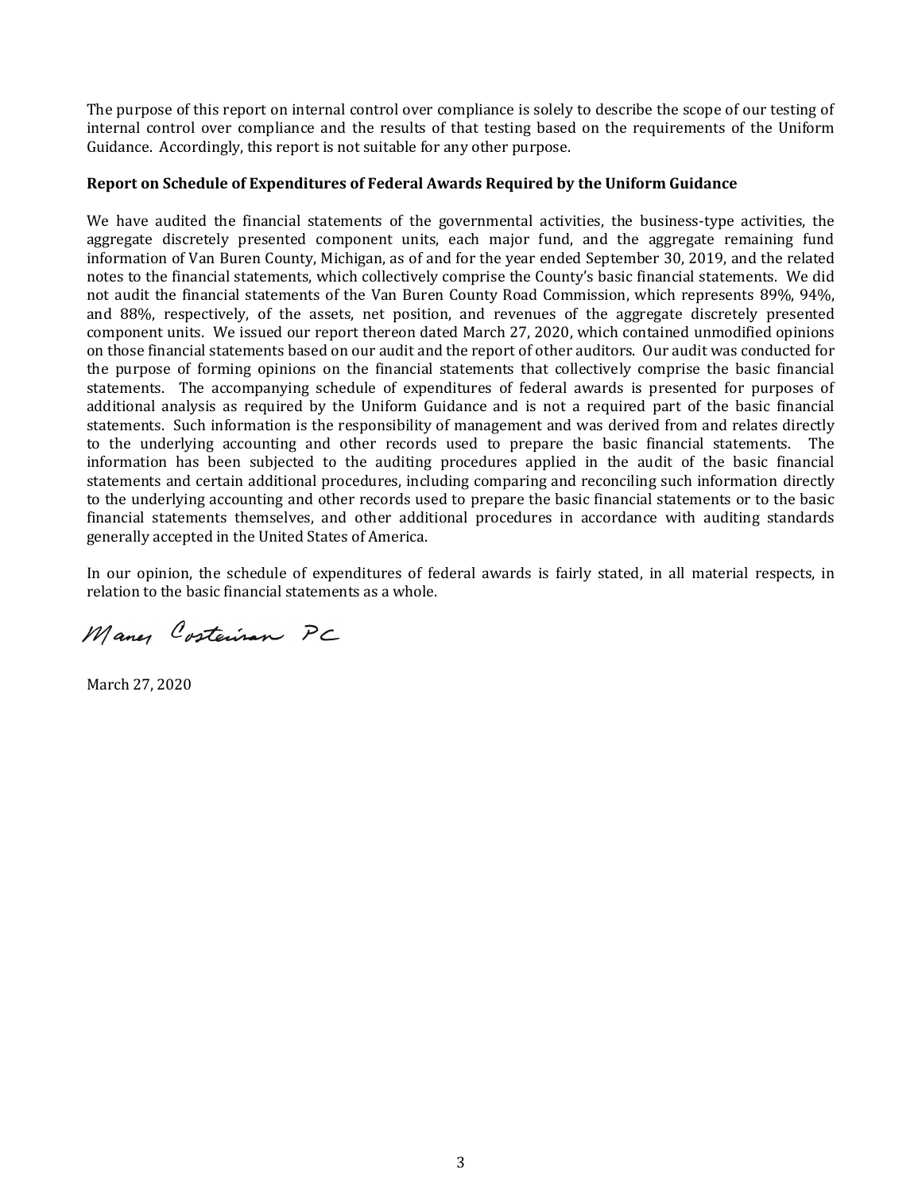The purpose of this report on internal control over compliance is solely to describe the scope of our testing of internal control over compliance and the results of that testing based on the requirements of the Uniform Guidance. Accordingly, this report is not suitable for any other purpose.

**Report on Schedule of Expenditures of Federal Awards Required by the Uniform Guidance**

We have audited the financial statements of the governmental activities, the business-type activities, the aggregate discretely presented component units, each major fund, and the aggregate remaining fund information of Van Buren County, Michigan, as of and for the year ended September 30, 2019, and the related notes to the financial statements, which collectively comprise the County's basic financial statements. We did not audit the financial statements of the Van Buren County Road Commission, which represents 89%, 94%, and 88%, respectively, of the assets, net position, and revenues of the aggregate discretely presented component units. We issued our report thereon dated March 27, 2020, which contained unmodified opinions on those financial statements based on our audit and the report of other auditors. Our audit was conducted for the purpose of forming opinions on the financial statements that collectively comprise the basic financial statements. The accompanying schedule of expenditures of federal awards is presented for purposes of additional analysis as required by the Uniform Guidance and is not a required part of the basic financial statements. Such information is the responsibility of management and was derived from and relates directly to the underlying accounting and other records used to prepare the basic financial statements. The information has been subjected to the auditing procedures applied in the audit of the basic financial statements and certain additional procedures, including comparing and reconciling such information directly to the underlying accounting and other records used to prepare the basic financial statements or to the basic financial statements themselves, and other additional procedures in accordance with auditing standards generally accepted in the United States of America.

In our opinion, the schedule of expenditures of federal awards is fairly stated, in all material respects, in relation to the basic financial statements as a whole.

Maner Costerisan PC

March 27, 2020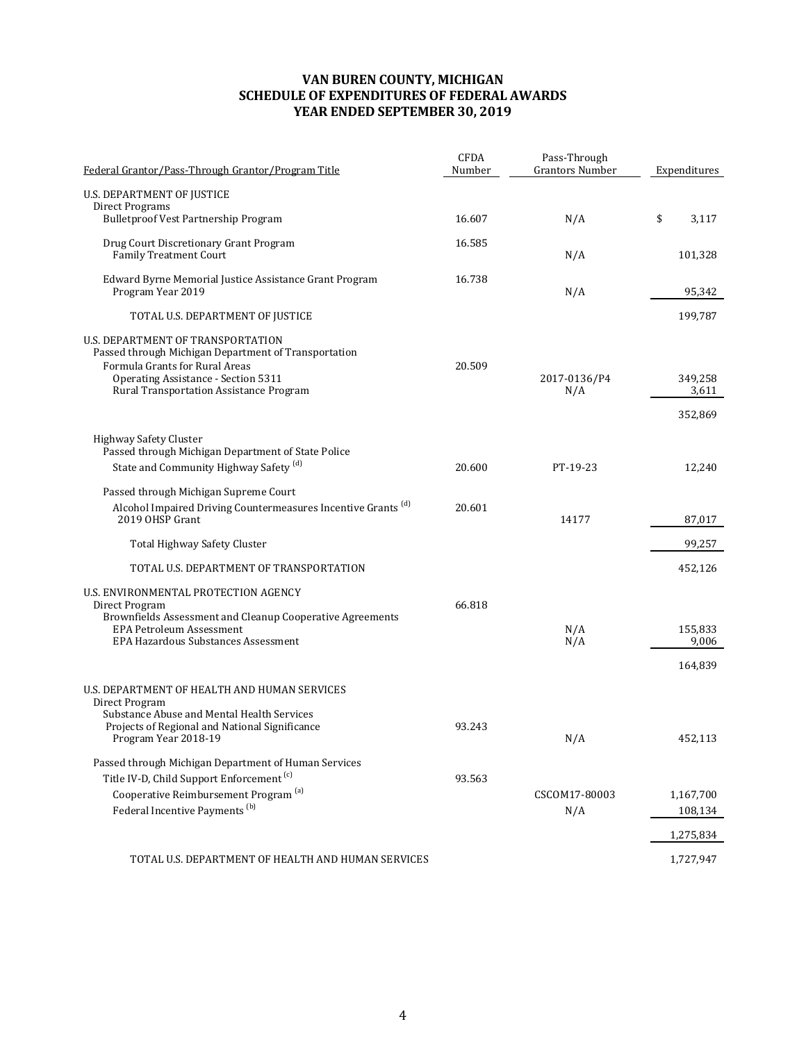# VAN BUREN COUNTY, MICHIGAN
# SCHEDULE OF EXPENDITURES OF FEDERAL AWARDS
# YEAR ENDED SEPTEMBER 30, 2019

| Federal Grantor/Pass-Through Grantor/Program Title | CFDA Number | Pass-Through Grantors Number | Expenditures |
|---|---|---|---|
| U.S. DEPARTMENT OF JUSTICE | | | |
| Direct Programs | | | |
| Bulletproof Vest Partnership Program | 16.607 | N/A | $ 3,117 |
| Drug Court Discretionary Grant Program | 16.585 | | |
| Family Treatment Court | | N/A | 101,328 |
| Edward Byrne Memorial Justice Assistance Grant Program | 16.738 | | |
| Program Year 2019 | | N/A | 95,342 |
| TOTAL U.S. DEPARTMENT OF JUSTICE | | | 199,787 |
| U.S. DEPARTMENT OF TRANSPORTATION | | | |
| Passed through Michigan Department of Transportation | | | |
| Formula Grants for Rural Areas | 20.509 | | |
| Operating Assistance - Section 5311 | | 2017-0136/P4 | 349,258 |
| Rural Transportation Assistance Program | | N/A | 3,611 |
| | | | 352,869 |
| Highway Safety Cluster | | | |
| Passed through Michigan Department of State Police | | | |
| State and Community Highway Safety [(d)] | 20.600 | PT-19-23 | 12,240 |
| Passed through Michigan Supreme Court | | | |
| Alcohol Impaired Driving Countermeasures Incentive Grants [(d)] | 20.601 | | |
| 2019 OHSP Grant | | 14177 | 87,017 |
| Total Highway Safety Cluster | | | 99,257 |
| TOTAL U.S. DEPARTMENT OF TRANSPORTATION | | | 452,126 |
| U.S. ENVIRONMENTAL PROTECTION AGENCY | | | |
| Direct Program | 66.818 | | |
| Brownfields Assessment and Cleanup Cooperative Agreements | | | |
| EPA Petroleum Assessment | | N/A | 155,833 |
| EPA Hazardous Substances Assessment | | N/A | 9,006 |
| | | | 164,839 |
| U.S. DEPARTMENT OF HEALTH AND HUMAN SERVICES | | | |
| Direct Program | | | |
| Substance Abuse and Mental Health Services | | | |
| Projects of Regional and National Significance | 93.243 | | |
| Program Year 2018-19 | | N/A | 452,113 |
| Passed through Michigan Department of Human Services | | | |
| Title IV-D, Child Support Enforcement [(c)] | 93.563 | | |
| Cooperative Reimbursement Program [(a)] | | CSCOM17-80003 | 1,167,700 |
| Federal Incentive Payments [(b)] | | N/A | 108,134 |
| | | | 1,275,834 |
| TOTAL U.S. DEPARTMENT OF HEALTH AND HUMAN SERVICES | | | 1,727,947 |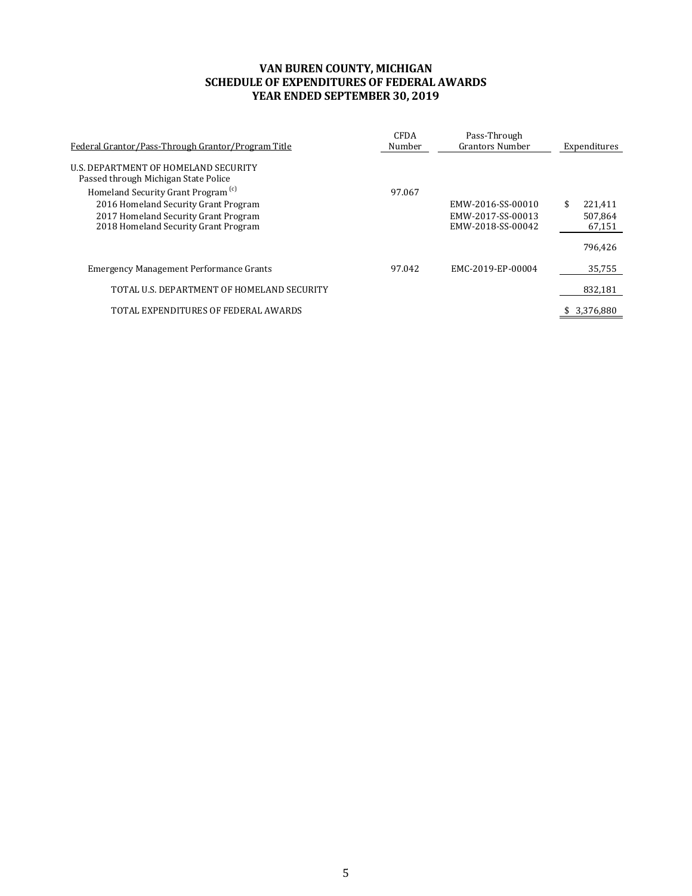# VAN BUREN COUNTY, MICHIGAN
## SCHEDULE OF EXPENDITURES OF FEDERAL AWARDS
## YEAR ENDED SEPTEMBER 30, 2019

| Federal Grantor/Pass-Through Grantor/Program Title | CFDA Number | Pass-Through Grantors Number | Expenditures |
|---|---|---|---|
| U.S. DEPARTMENT OF HOMELAND SECURITY | | | |
| Passed through Michigan State Police | | | |
| Homeland Security Grant Program [c] | 97.067 | | |
| 2016 Homeland Security Grant Program | | EMW-2016-SS-00010 | $ 221,411 |
| 2017 Homeland Security Grant Program | | EMW-2017-SS-00013 | 507,864 |
| 2018 Homeland Security Grant Program | | EMW-2018-SS-00042 | 67,151 |
| | | | 796,426 |
| Emergency Management Performance Grants | 97.042 | EMC-2019-EP-00004 | 35,755 |
| TOTAL U.S. DEPARTMENT OF HOMELAND SECURITY | | | 832,181 |
| TOTAL EXPENDITURES OF FEDERAL AWARDS | | | $ 3,376,880 |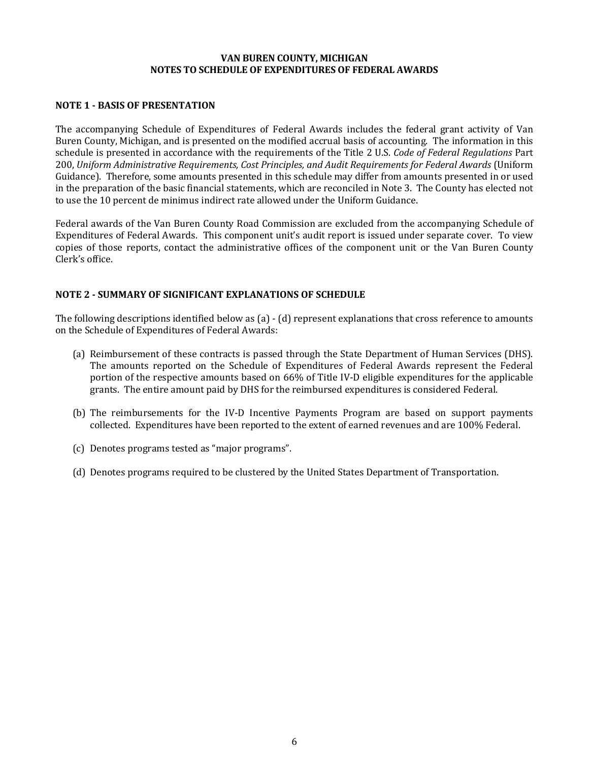# VAN BUREN COUNTY, MICHIGAN
# NOTES TO SCHEDULE OF EXPENDITURES OF FEDERAL AWARDS

## NOTE 1 - BASIS OF PRESENTATION

The accompanying Schedule of Expenditures of Federal Awards includes the federal grant activity of Van Buren County, Michigan, and is presented on the modified accrual basis of accounting. The information in this schedule is presented in accordance with the requirements of the Title 2 U.S. *Code of Federal Regulations* Part 200, *Uniform Administrative Requirements, Cost Principles, and Audit Requirements for Federal Awards* (Uniform Guidance). Therefore, some amounts presented in this schedule may differ from amounts presented in or used in the preparation of the basic financial statements, which are reconciled in Note 3. The County has elected not to use the 10 percent de minimus indirect rate allowed under the Uniform Guidance.

Federal awards of the Van Buren County Road Commission are excluded from the accompanying Schedule of Expenditures of Federal Awards. This component unit's audit report is issued under separate cover. To view copies of those reports, contact the administrative offices of the component unit or the Van Buren County Clerk's office.

## NOTE 2 - SUMMARY OF SIGNIFICANT EXPLANATIONS OF SCHEDULE

The following descriptions identified below as (a) - (d) represent explanations that cross reference to amounts on the Schedule of Expenditures of Federal Awards:

(a) Reimbursement of these contracts is passed through the State Department of Human Services (DHS). The amounts reported on the Schedule of Expenditures of Federal Awards represent the Federal portion of the respective amounts based on 66% of Title IV-D eligible expenditures for the applicable grants. The entire amount paid by DHS for the reimbursed expenditures is considered Federal.

(b) The reimbursements for the IV-D Incentive Payments Program are based on support payments collected. Expenditures have been reported to the extent of earned revenues and are 100% Federal.

(c) Denotes programs tested as "major programs".

(d) Denotes programs required to be clustered by the United States Department of Transportation.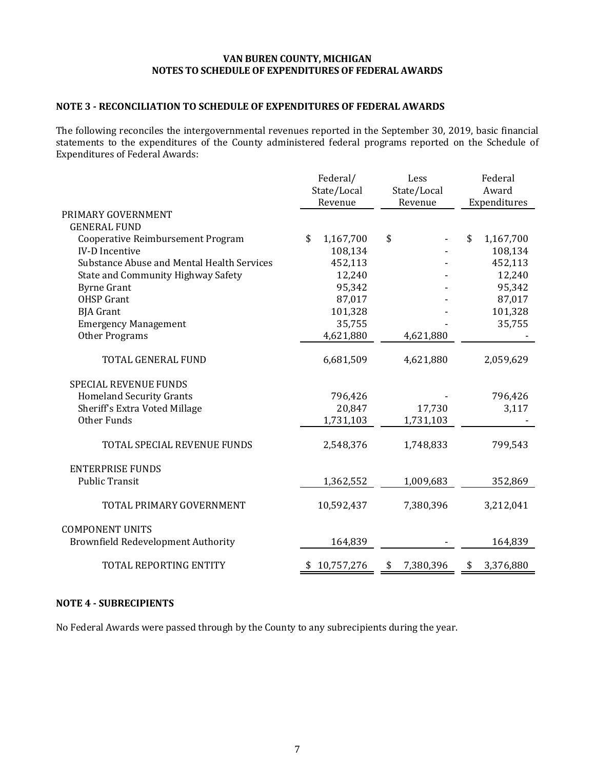# VAN BUREN COUNTY, MICHIGAN
# NOTES TO SCHEDULE OF EXPENDITURES OF FEDERAL AWARDS

## NOTE 3 - RECONCILIATION TO SCHEDULE OF EXPENDITURES OF FEDERAL AWARDS

The following reconciles the intergovernmental revenues reported in the September 30, 2019, basic financial statements to the expenditures of the County administered federal programs reported on the Schedule of Expenditures of Federal Awards:

| | Federal/ State/Local Revenue | Less State/Local Revenue | Federal Award Expenditures |
|---|---|---|---|
| PRIMARY GOVERNMENT | | | |
| GENERAL FUND | | | |
| Cooperative Reimbursement Program | $ 1,167,700 | $ - | $ 1,167,700 |
| IV-D Incentive | 108,134 | - | 108,134 |
| Substance Abuse and Mental Health Services | 452,113 | - | 452,113 |
| State and Community Highway Safety | 12,240 | - | 12,240 |
| Byrne Grant | 95,342 | - | 95,342 |
| OHSP Grant | 87,017 | - | 87,017 |
| BJA Grant | 101,328 | - | 101,328 |
| Emergency Management | 35,755 | - | 35,755 |
| Other Programs | 4,621,880 | 4,621,880 | - |
| TOTAL GENERAL FUND | 6,681,509 | 4,621,880 | 2,059,629 |
| SPECIAL REVENUE FUNDS | | | |
| Homeland Security Grants | 796,426 | - | 796,426 |
| Sheriff's Extra Voted Millage | 20,847 | 17,730 | 3,117 |
| Other Funds | 1,731,103 | 1,731,103 | - |
| TOTAL SPECIAL REVENUE FUNDS | 2,548,376 | 1,748,833 | 799,543 |
| ENTERPRISE FUNDS | | | |
| Public Transit | 1,362,552 | 1,009,683 | 352,869 |
| TOTAL PRIMARY GOVERNMENT | 10,592,437 | 7,380,396 | 3,212,041 |
| COMPONENT UNITS | | | |
| Brownfield Redevelopment Authority | 164,839 | - | 164,839 |
| TOTAL REPORTING ENTITY | $ 10,757,276 | $ 7,380,396 | $ 3,376,880 |

## NOTE 4 - SUBRECIPIENTS

No Federal Awards were passed through by the County to any subrecipients during the year.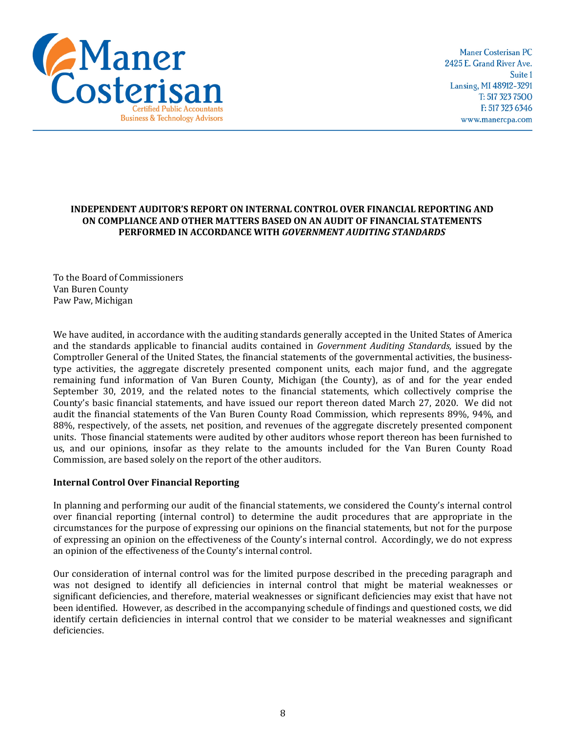Maner Costerisan PC
2425 E. Grand River Ave.
Suite 1
Lansing, MI 48912-3291
T: 517 323 7500
F: 517 323 6346
www.manercpa.com

**INDEPENDENT AUDITOR'S REPORT ON INTERNAL CONTROL OVER FINANCIAL REPORTING AND ON COMPLIANCE AND OTHER MATTERS BASED ON AN AUDIT OF FINANCIAL STATEMENTS PERFORMED IN ACCORDANCE WITH *GOVERNMENT AUDITING STANDARDS***

To the Board of Commissioners
Van Buren County
Paw Paw, Michigan

We have audited, in accordance with the auditing standards generally accepted in the United States of America and the standards applicable to financial audits contained in *Government Auditing Standards,* issued by the Comptroller General of the United States, the financial statements of the governmental activities, the business-type activities, the aggregate discretely presented component units, each major fund, and the aggregate remaining fund information of Van Buren County, Michigan (the County), as of and for the year ended September 30, 2019, and the related notes to the financial statements, which collectively comprise the County's basic financial statements, and have issued our report thereon dated March 27, 2020. We did not audit the financial statements of the Van Buren County Road Commission, which represents 89%, 94%, and 88%, respectively, of the assets, net position, and revenues of the aggregate discretely presented component units. Those financial statements were audited by other auditors whose report thereon has been furnished to us, and our opinions, insofar as they relate to the amounts included for the Van Buren County Road Commission, are based solely on the report of the other auditors.

**Internal Control Over Financial Reporting**

In planning and performing our audit of the financial statements, we considered the County's internal control over financial reporting (internal control) to determine the audit procedures that are appropriate in the circumstances for the purpose of expressing our opinions on the financial statements, but not for the purpose of expressing an opinion on the effectiveness of the County's internal control. Accordingly, we do not express an opinion of the effectiveness of the County's internal control.

Our consideration of internal control was for the limited purpose described in the preceding paragraph and was not designed to identify all deficiencies in internal control that might be material weaknesses or significant deficiencies, and therefore, material weaknesses or significant deficiencies may exist that have not been identified. However, as described in the accompanying schedule of findings and questioned costs, we did identify certain deficiencies in internal control that we consider to be material weaknesses and significant deficiencies.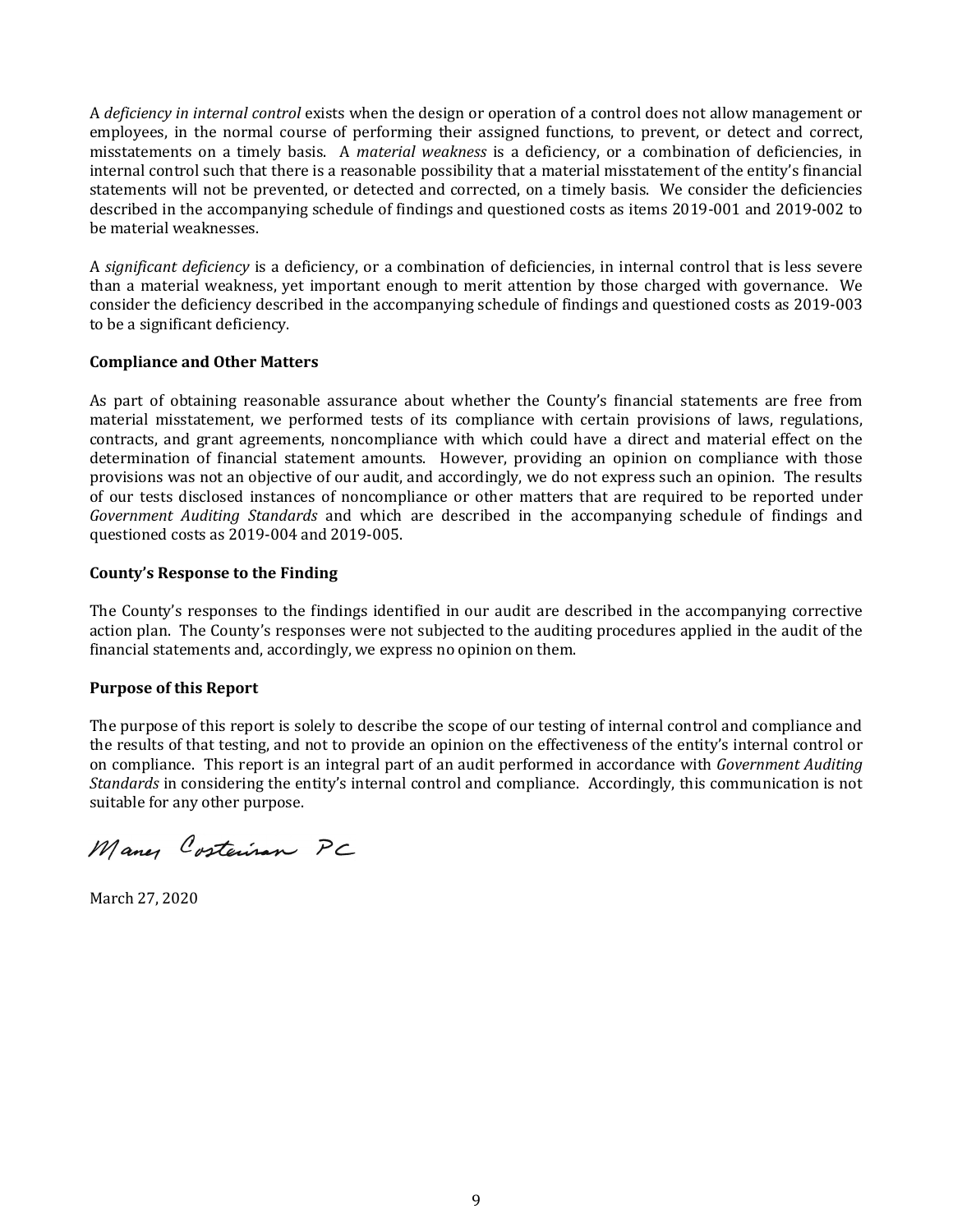A *deficiency in internal control* exists when the design or operation of a control does not allow management or employees, in the normal course of performing their assigned functions, to prevent, or detect and correct, misstatements on a timely basis. A *material weakness* is a deficiency, or a combination of deficiencies, in internal control such that there is a reasonable possibility that a material misstatement of the entity's financial statements will not be prevented, or detected and corrected, on a timely basis. We consider the deficiencies described in the accompanying schedule of findings and questioned costs as items 2019-001 and 2019-002 to be material weaknesses.

A *significant deficiency* is a deficiency, or a combination of deficiencies, in internal control that is less severe than a material weakness, yet important enough to merit attention by those charged with governance. We consider the deficiency described in the accompanying schedule of findings and questioned costs as 2019-003 to be a significant deficiency.

**Compliance and Other Matters**

As part of obtaining reasonable assurance about whether the County's financial statements are free from material misstatement, we performed tests of its compliance with certain provisions of laws, regulations, contracts, and grant agreements, noncompliance with which could have a direct and material effect on the determination of financial statement amounts. However, providing an opinion on compliance with those provisions was not an objective of our audit, and accordingly, we do not express such an opinion. The results of our tests disclosed instances of noncompliance or other matters that are required to be reported under *Government Auditing Standards* and which are described in the accompanying schedule of findings and questioned costs as 2019-004 and 2019-005.

**County's Response to the Finding**

The County's responses to the findings identified in our audit are described in the accompanying corrective action plan. The County's responses were not subjected to the auditing procedures applied in the audit of the financial statements and, accordingly, we express no opinion on them.

**Purpose of this Report**

The purpose of this report is solely to describe the scope of our testing of internal control and compliance and the results of that testing, and not to provide an opinion on the effectiveness of the entity's internal control or on compliance. This report is an integral part of an audit performed in accordance with *Government Auditing Standards* in considering the entity's internal control and compliance. Accordingly, this communication is not suitable for any other purpose.

Maney Costerisan PC

March 27, 2020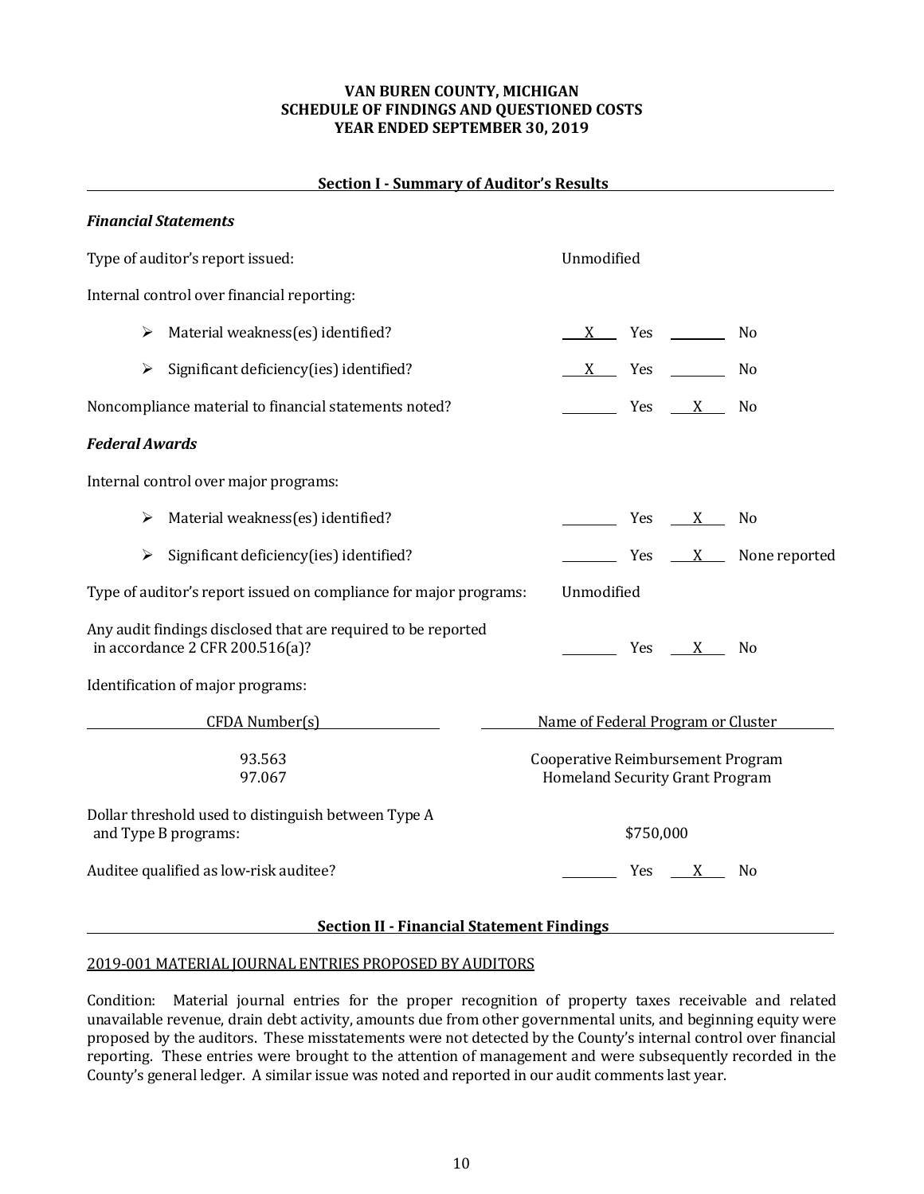**VAN BUREN COUNTY, MICHIGAN**
**SCHEDULE OF FINDINGS AND QUESTIONED COSTS**
**YEAR ENDED SEPTEMBER 30, 2019**

## Section I - Summary of Auditor's Results

### *Financial Statements*

Type of auditor's report issued: Unmodified

Internal control over financial reporting:

- Material weakness(es) identified? &nbsp; X Yes ___ No
- Significant deficiency(ies) identified? &nbsp; X Yes ___ No

Noncompliance material to financial statements noted? &nbsp; ___ Yes X No

### *Federal Awards*

Internal control over major programs:

- Material weakness(es) identified? &nbsp; ___ Yes X No
- Significant deficiency(ies) identified? &nbsp; ___ Yes X None reported

Type of auditor's report issued on compliance for major programs: Unmodified

Any audit findings disclosed that are required to be reported in accordance 2 CFR 200.516(a)? &nbsp; ___ Yes X No

Identification of major programs:

| CFDA Number(s) | Name of Federal Program or Cluster |
|---|---|
| 93.563 | Cooperative Reimbursement Program |
| 97.067 | Homeland Security Grant Program |

Dollar threshold used to distinguish between Type A and Type B programs: $750,000

Auditee qualified as low-risk auditee? &nbsp; ___ Yes X No

## Section II - Financial Statement Findings

2019-001 MATERIAL JOURNAL ENTRIES PROPOSED BY AUDITORS

Condition: Material journal entries for the proper recognition of property taxes receivable and related unavailable revenue, drain debt activity, amounts due from other governmental units, and beginning equity were proposed by the auditors. These misstatements were not detected by the County's internal control over financial reporting. These entries were brought to the attention of management and were subsequently recorded in the County's general ledger. A similar issue was noted and reported in our audit comments last year.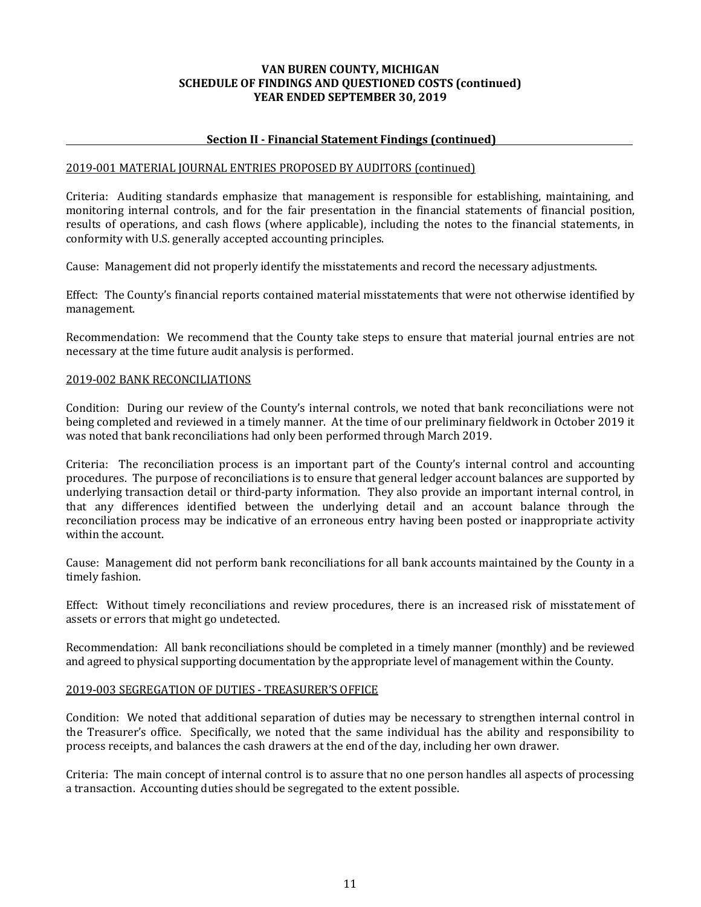# VAN BUREN COUNTY, MICHIGAN
## SCHEDULE OF FINDINGS AND QUESTIONED COSTS (continued)
## YEAR ENDED SEPTEMBER 30, 2019

### Section II - Financial Statement Findings (continued)

2019-001 MATERIAL JOURNAL ENTRIES PROPOSED BY AUDITORS (continued)

Criteria: Auditing standards emphasize that management is responsible for establishing, maintaining, and monitoring internal controls, and for the fair presentation in the financial statements of financial position, results of operations, and cash flows (where applicable), including the notes to the financial statements, in conformity with U.S. generally accepted accounting principles.

Cause: Management did not properly identify the misstatements and record the necessary adjustments.

Effect: The County's financial reports contained material misstatements that were not otherwise identified by management.

Recommendation: We recommend that the County take steps to ensure that material journal entries are not necessary at the time future audit analysis is performed.

2019-002 BANK RECONCILIATIONS

Condition: During our review of the County's internal controls, we noted that bank reconciliations were not being completed and reviewed in a timely manner. At the time of our preliminary fieldwork in October 2019 it was noted that bank reconciliations had only been performed through March 2019.

Criteria: The reconciliation process is an important part of the County's internal control and accounting procedures. The purpose of reconciliations is to ensure that general ledger account balances are supported by underlying transaction detail or third-party information. They also provide an important internal control, in that any differences identified between the underlying detail and an account balance through the reconciliation process may be indicative of an erroneous entry having been posted or inappropriate activity within the account.

Cause: Management did not perform bank reconciliations for all bank accounts maintained by the County in a timely fashion.

Effect: Without timely reconciliations and review procedures, there is an increased risk of misstatement of assets or errors that might go undetected.

Recommendation: All bank reconciliations should be completed in a timely manner (monthly) and be reviewed and agreed to physical supporting documentation by the appropriate level of management within the County.

2019-003 SEGREGATION OF DUTIES - TREASURER'S OFFICE

Condition: We noted that additional separation of duties may be necessary to strengthen internal control in the Treasurer's office. Specifically, we noted that the same individual has the ability and responsibility to process receipts, and balances the cash drawers at the end of the day, including her own drawer.

Criteria: The main concept of internal control is to assure that no one person handles all aspects of processing a transaction. Accounting duties should be segregated to the extent possible.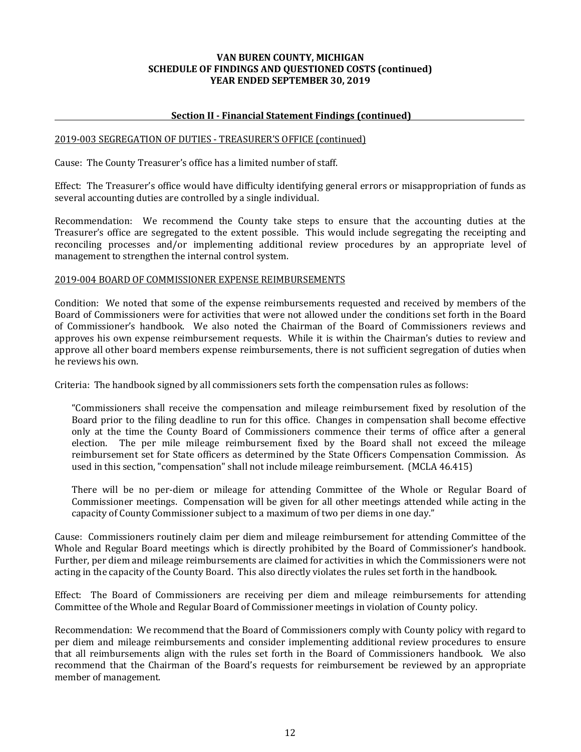**VAN BUREN COUNTY, MICHIGAN**
**SCHEDULE OF FINDINGS AND QUESTIONED COSTS (continued)**
**YEAR ENDED SEPTEMBER 30, 2019**

## Section II - Financial Statement Findings (continued)

2019-003 SEGREGATION OF DUTIES - TREASURER'S OFFICE (continued)

Cause: The County Treasurer's office has a limited number of staff.

Effect: The Treasurer's office would have difficulty identifying general errors or misappropriation of funds as several accounting duties are controlled by a single individual.

Recommendation: We recommend the County take steps to ensure that the accounting duties at the Treasurer's office are segregated to the extent possible. This would include segregating the receipting and reconciling processes and/or implementing additional review procedures by an appropriate level of management to strengthen the internal control system.

2019-004 BOARD OF COMMISSIONER EXPENSE REIMBURSEMENTS

Condition: We noted that some of the expense reimbursements requested and received by members of the Board of Commissioners were for activities that were not allowed under the conditions set forth in the Board of Commissioner's handbook. We also noted the Chairman of the Board of Commissioners reviews and approves his own expense reimbursement requests. While it is within the Chairman's duties to review and approve all other board members expense reimbursements, there is not sufficient segregation of duties when he reviews his own.

Criteria: The handbook signed by all commissioners sets forth the compensation rules as follows:

> "Commissioners shall receive the compensation and mileage reimbursement fixed by resolution of the Board prior to the filing deadline to run for this office. Changes in compensation shall become effective only at the time the County Board of Commissioners commence their terms of office after a general election. The per mile mileage reimbursement fixed by the Board shall not exceed the mileage reimbursement set for State officers as determined by the State Officers Compensation Commission. As used in this section, "compensation" shall not include mileage reimbursement. (MCLA 46.415)
>
> There will be no per-diem or mileage for attending Committee of the Whole or Regular Board of Commissioner meetings. Compensation will be given for all other meetings attended while acting in the capacity of County Commissioner subject to a maximum of two per diems in one day."

Cause: Commissioners routinely claim per diem and mileage reimbursement for attending Committee of the Whole and Regular Board meetings which is directly prohibited by the Board of Commissioner's handbook. Further, per diem and mileage reimbursements are claimed for activities in which the Commissioners were not acting in the capacity of the County Board. This also directly violates the rules set forth in the handbook.

Effect: The Board of Commissioners are receiving per diem and mileage reimbursements for attending Committee of the Whole and Regular Board of Commissioner meetings in violation of County policy.

Recommendation: We recommend that the Board of Commissioners comply with County policy with regard to per diem and mileage reimbursements and consider implementing additional review procedures to ensure that all reimbursements align with the rules set forth in the Board of Commissioners handbook. We also recommend that the Chairman of the Board's requests for reimbursement be reviewed by an appropriate member of management.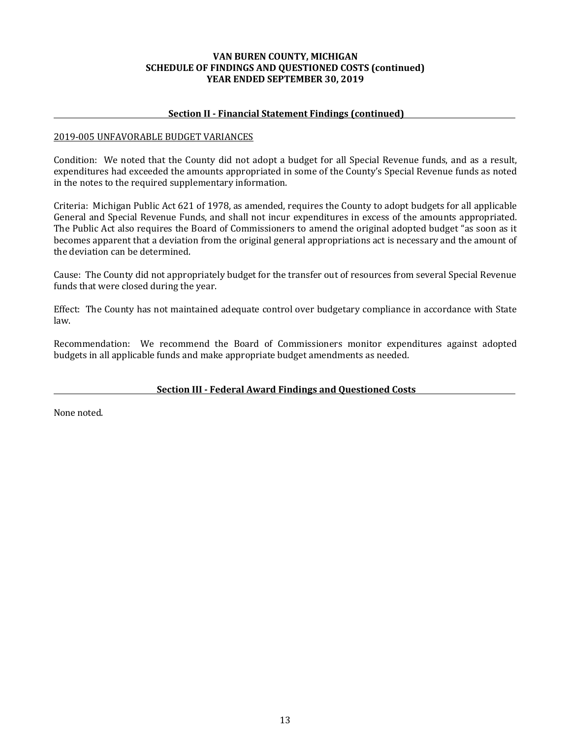# VAN BUREN COUNTY, MICHIGAN
# SCHEDULE OF FINDINGS AND QUESTIONED COSTS (continued)
# YEAR ENDED SEPTEMBER 30, 2019

## Section II - Financial Statement Findings (continued)

### 2019-005 UNFAVORABLE BUDGET VARIANCES

Condition: We noted that the County did not adopt a budget for all Special Revenue funds, and as a result, expenditures had exceeded the amounts appropriated in some of the County's Special Revenue funds as noted in the notes to the required supplementary information.

Criteria: Michigan Public Act 621 of 1978, as amended, requires the County to adopt budgets for all applicable General and Special Revenue Funds, and shall not incur expenditures in excess of the amounts appropriated. The Public Act also requires the Board of Commissioners to amend the original adopted budget "as soon as it becomes apparent that a deviation from the original general appropriations act is necessary and the amount of the deviation can be determined.

Cause: The County did not appropriately budget for the transfer out of resources from several Special Revenue funds that were closed during the year.

Effect: The County has not maintained adequate control over budgetary compliance in accordance with State law.

Recommendation: We recommend the Board of Commissioners monitor expenditures against adopted budgets in all applicable funds and make appropriate budget amendments as needed.

## Section III - Federal Award Findings and Questioned Costs

None noted.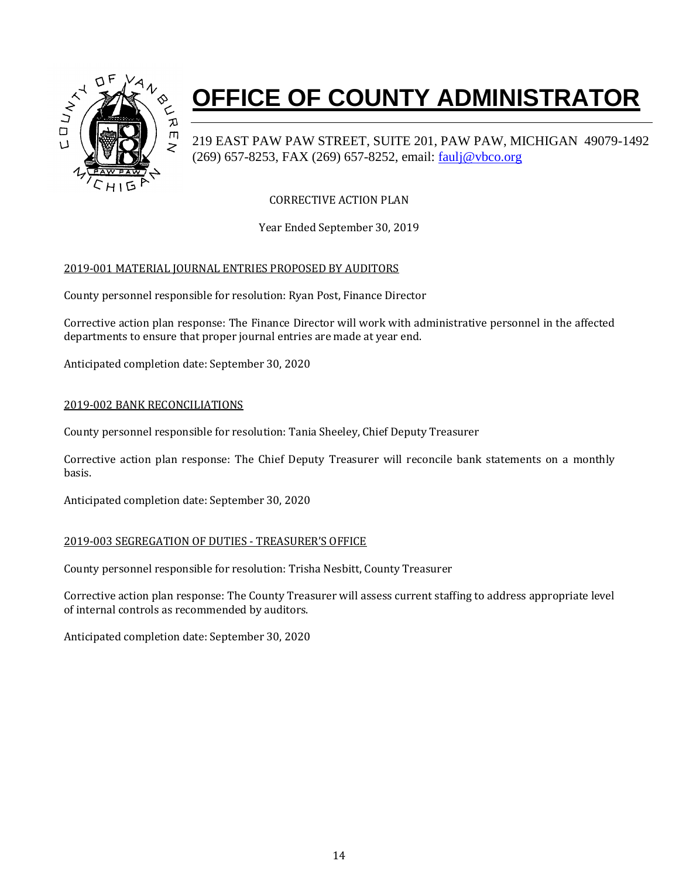# OFFICE OF COUNTY ADMINISTRATOR

219 EAST PAW PAW STREET, SUITE 201, PAW PAW, MICHIGAN 49079-1492
(269) 657-8253, FAX (269) 657-8252, email: faulj@vbco.org

CORRECTIVE ACTION PLAN

Year Ended September 30, 2019

## 2019-001 MATERIAL JOURNAL ENTRIES PROPOSED BY AUDITORS

County personnel responsible for resolution: Ryan Post, Finance Director

Corrective action plan response: The Finance Director will work with administrative personnel in the affected departments to ensure that proper journal entries are made at year end.

Anticipated completion date: September 30, 2020

## 2019-002 BANK RECONCILIATIONS

County personnel responsible for resolution: Tania Sheeley, Chief Deputy Treasurer

Corrective action plan response: The Chief Deputy Treasurer will reconcile bank statements on a monthly basis.

Anticipated completion date: September 30, 2020

## 2019-003 SEGREGATION OF DUTIES - TREASURER'S OFFICE

County personnel responsible for resolution: Trisha Nesbitt, County Treasurer

Corrective action plan response: The County Treasurer will assess current staffing to address appropriate level of internal controls as recommended by auditors.

Anticipated completion date: September 30, 2020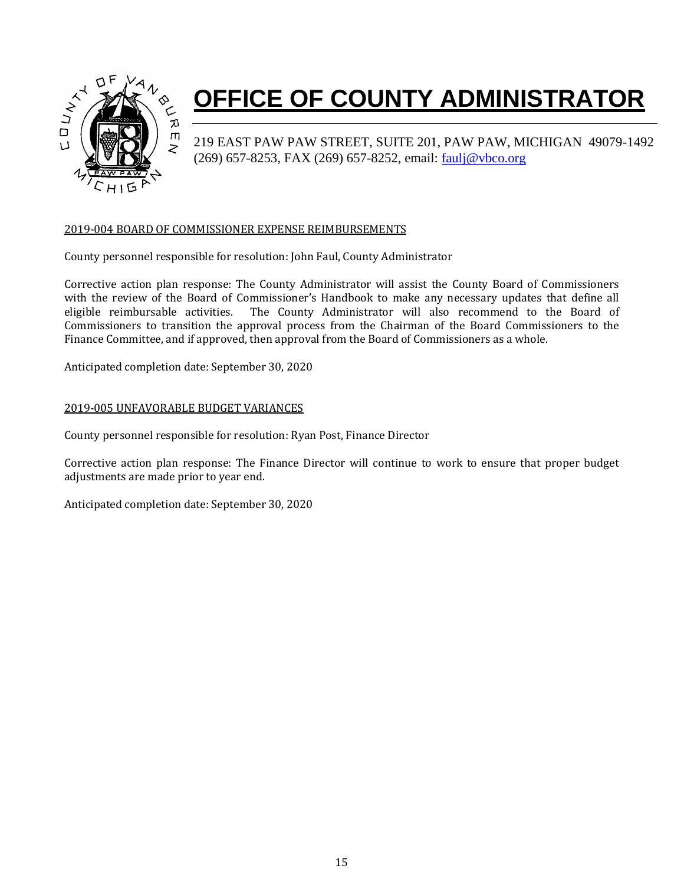# OFFICE OF COUNTY ADMINISTRATOR

219 EAST PAW PAW STREET, SUITE 201, PAW PAW, MICHIGAN 49079-1492
(269) 657-8253, FAX (269) 657-8252, email: faulj@vbco.org

2019-004 BOARD OF COMMISSIONER EXPENSE REIMBURSEMENTS

County personnel responsible for resolution: John Faul, County Administrator

Corrective action plan response: The County Administrator will assist the County Board of Commissioners with the review of the Board of Commissioner's Handbook to make any necessary updates that define all eligible reimbursable activities. The County Administrator will also recommend to the Board of Commissioners to transition the approval process from the Chairman of the Board Commissioners to the Finance Committee, and if approved, then approval from the Board of Commissioners as a whole.

Anticipated completion date: September 30, 2020

2019-005 UNFAVORABLE BUDGET VARIANCES

County personnel responsible for resolution: Ryan Post, Finance Director

Corrective action plan response: The Finance Director will continue to work to ensure that proper budget adjustments are made prior to year end.

Anticipated completion date: September 30, 2020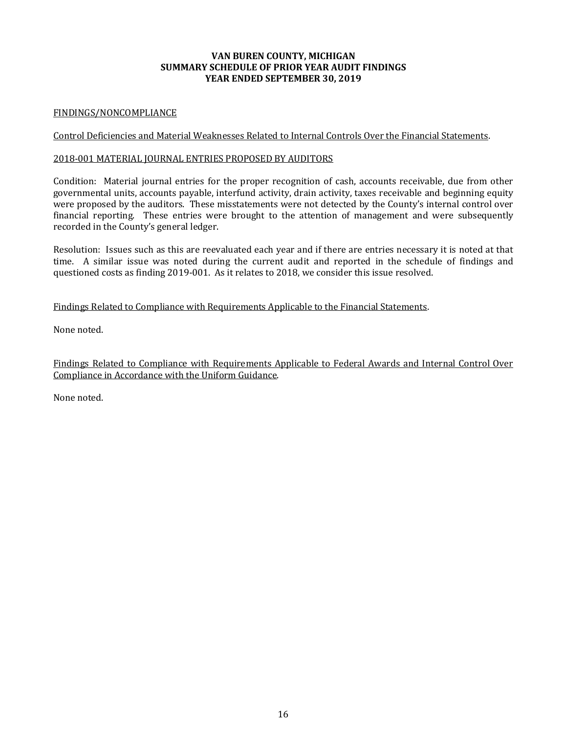# VAN BUREN COUNTY, MICHIGAN
## SUMMARY SCHEDULE OF PRIOR YEAR AUDIT FINDINGS
## YEAR ENDED SEPTEMBER 30, 2019

FINDINGS/NONCOMPLIANCE

Control Deficiencies and Material Weaknesses Related to Internal Controls Over the Financial Statements.

2018-001 MATERIAL JOURNAL ENTRIES PROPOSED BY AUDITORS

Condition: Material journal entries for the proper recognition of cash, accounts receivable, due from other governmental units, accounts payable, interfund activity, drain activity, taxes receivable and beginning equity were proposed by the auditors. These misstatements were not detected by the County's internal control over financial reporting. These entries were brought to the attention of management and were subsequently recorded in the County's general ledger.

Resolution: Issues such as this are reevaluated each year and if there are entries necessary it is noted at that time. A similar issue was noted during the current audit and reported in the schedule of findings and questioned costs as finding 2019-001. As it relates to 2018, we consider this issue resolved.

Findings Related to Compliance with Requirements Applicable to the Financial Statements.

None noted.

Findings Related to Compliance with Requirements Applicable to Federal Awards and Internal Control Over Compliance in Accordance with the Uniform Guidance.

None noted.